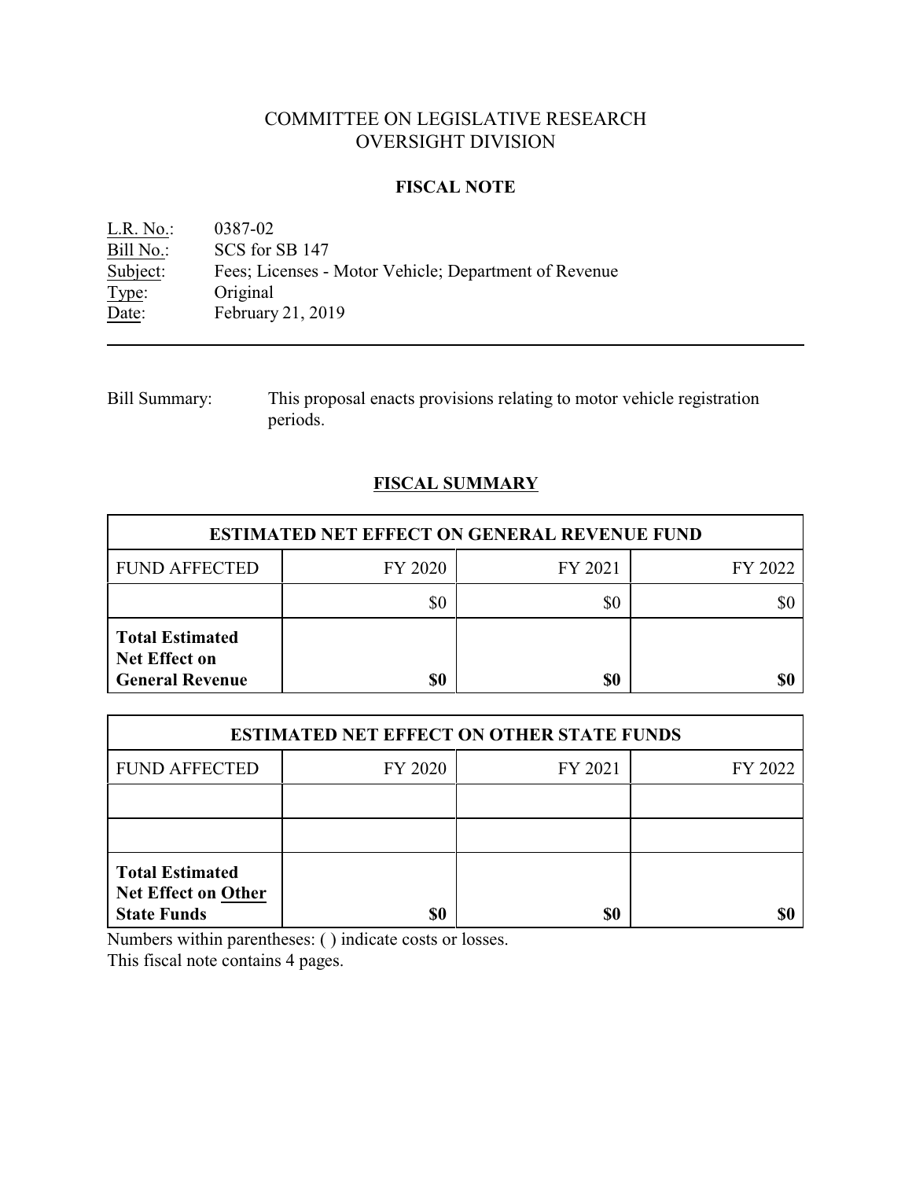# COMMITTEE ON LEGISLATIVE RESEARCH
# OVERSIGHT DIVISION

## FISCAL NOTE

L.R. No.: 0387-02
Bill No.: SCS for SB 147
Subject: Fees; Licenses - Motor Vehicle; Department of Revenue
Type: Original
Date: February 21, 2019

---

Bill Summary: This proposal enacts provisions relating to motor vehicle registration periods.

## FISCAL SUMMARY

| ESTIMATED NET EFFECT ON GENERAL REVENUE FUND | | | |
|---|---|---|---|
| FUND AFFECTED | FY 2020 | FY 2021 | FY 2022 |
| | $0 | $0 | $0 |
| **Total Estimated Net Effect on General Revenue** | **$0** | **$0** | **$0** |

| ESTIMATED NET EFFECT ON OTHER STATE FUNDS | | | |
|---|---|---|---|
| FUND AFFECTED | FY 2020 | FY 2021 | FY 2022 |
| | | | |
| | | | |
| **Total Estimated Net Effect on Other State Funds** | **$0** | **$0** | **$0** |

Numbers within parentheses: ( ) indicate costs or losses.
This fiscal note contains 4 pages.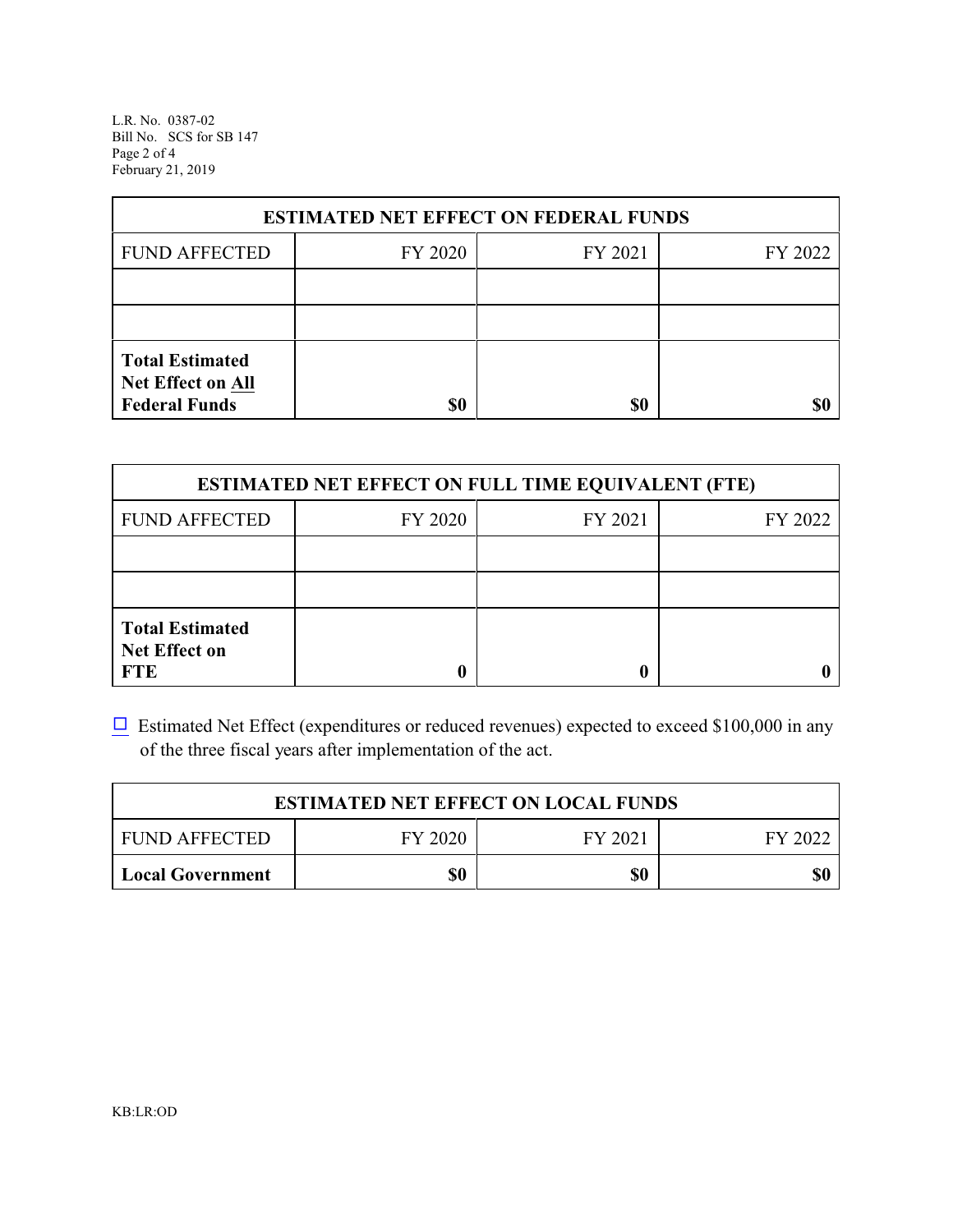| ESTIMATED NET EFFECT ON FEDERAL FUNDS | | | |
|---|---|---|---|
| FUND AFFECTED | FY 2020 | FY 2021 | FY 2022 |
| | | | |
| | | | |
| **Total Estimated Net Effect on All Federal Funds** | **$0** | **$0** | **$0** |

| ESTIMATED NET EFFECT ON FULL TIME EQUIVALENT (FTE) | | | |
|---|---|---|---|
| FUND AFFECTED | FY 2020 | FY 2021 | FY 2022 |
| | | | |
| | | | |
| **Total Estimated Net Effect on FTE** | **0** | **0** | **0** |

☐ Estimated Net Effect (expenditures or reduced revenues) expected to exceed $100,000 in any of the three fiscal years after implementation of the act.

| ESTIMATED NET EFFECT ON LOCAL FUNDS | | | |
|---|---|---|---|
| FUND AFFECTED | FY 2020 | FY 2021 | FY 2022 |
| **Local Government** | **$0** | **$0** | **$0** |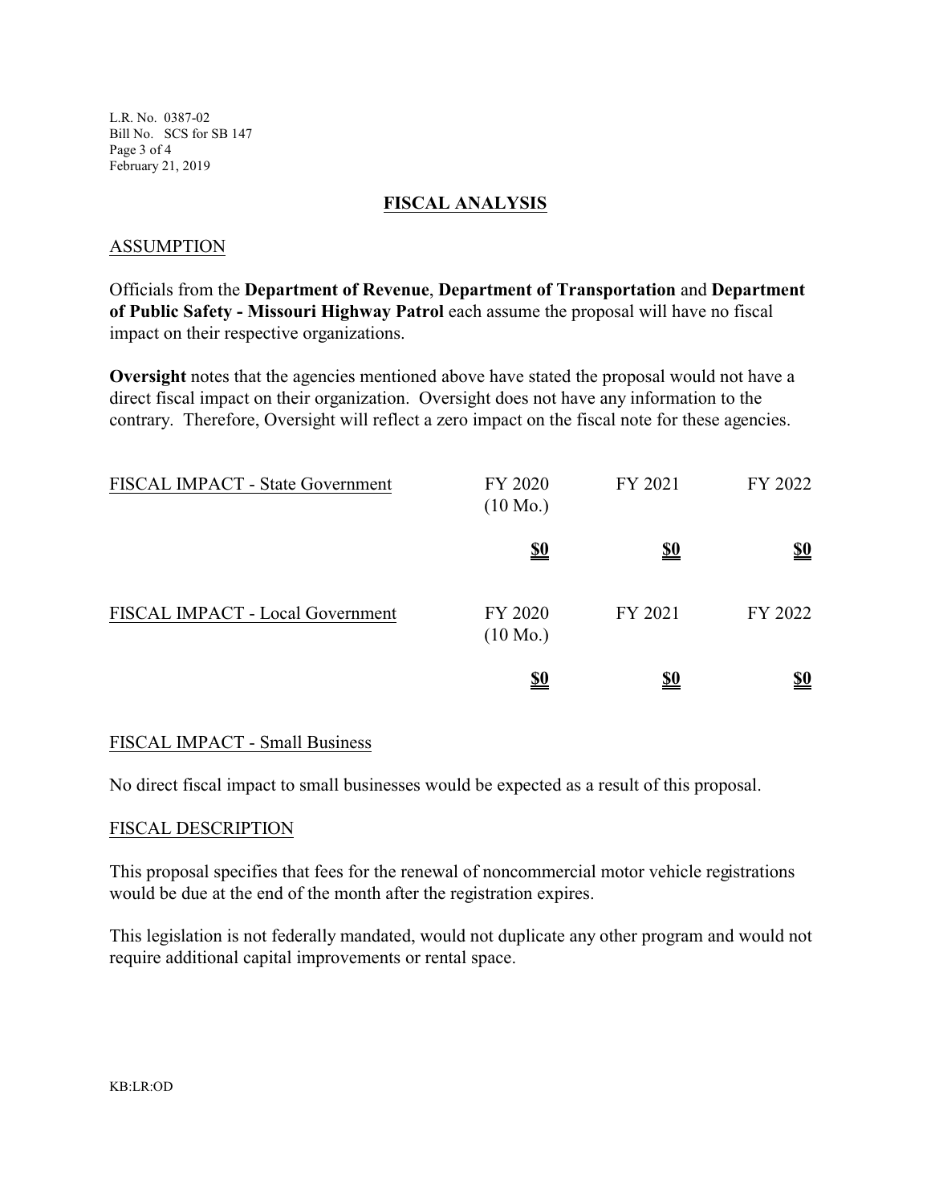## FISCAL ANALYSIS

### ASSUMPTION

Officials from the **Department of Revenue**, **Department of Transportation** and **Department of Public Safety - Missouri Highway Patrol** each assume the proposal will have no fiscal impact on their respective organizations.

**Oversight** notes that the agencies mentioned above have stated the proposal would not have a direct fiscal impact on their organization. Oversight does not have any information to the contrary. Therefore, Oversight will reflect a zero impact on the fiscal note for these agencies.

| FISCAL IMPACT - State Government | FY 2020 (10 Mo.) | FY 2021 | FY 2022 |
|---|---|---|---|
| | **$0** | **$0** | **$0** |

| FISCAL IMPACT - Local Government | FY 2020 (10 Mo.) | FY 2021 | FY 2022 |
|---|---|---|---|
| | **$0** | **$0** | **$0** |

### FISCAL IMPACT - Small Business

No direct fiscal impact to small businesses would be expected as a result of this proposal.

### FISCAL DESCRIPTION

This proposal specifies that fees for the renewal of noncommercial motor vehicle registrations would be due at the end of the month after the registration expires.

This legislation is not federally mandated, would not duplicate any other program and would not require additional capital improvements or rental space.

KB:LR:OD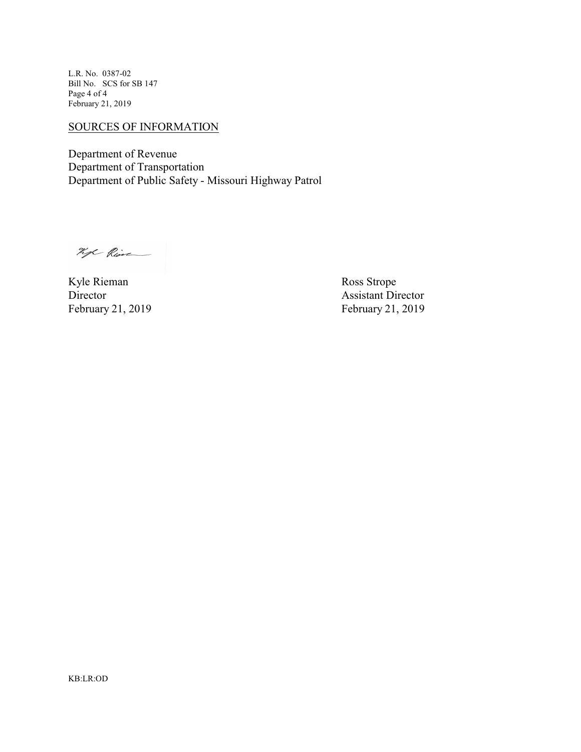## SOURCES OF INFORMATION

Department of Revenue
Department of Transportation
Department of Public Safety - Missouri Highway Patrol

| | |
|---|---|
| Kyle Rieman | Ross Strope |
| Director | Assistant Director |
| February 21, 2019 | February 21, 2019 |

KB:LR:OD